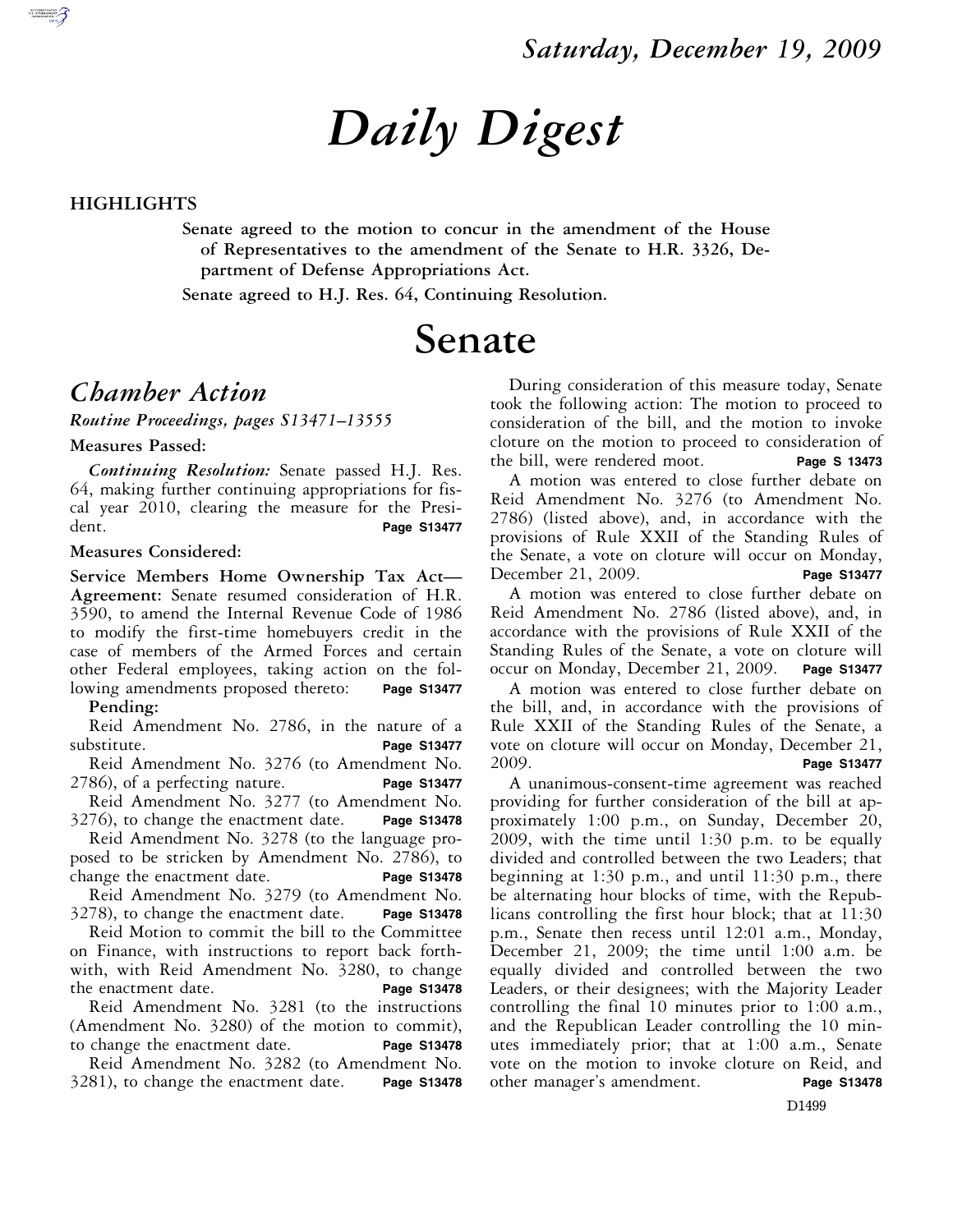Saturday, December 19, 2009

# *Daily Digest*

## HIGHLIGHTS

Senate agreed to the motion to concur in the amendment of the House of Representatives to the amendment of the Senate to H.R. 3326, Department of Defense Appropriations Act.

Senate agreed to H.J. Res. 64, Continuing Resolution.

# Senate

## *Chamber Action*

***Routine Proceedings, pages S13471–13555***

**Measures Passed:**

***Continuing Resolution:*** Senate passed H.J. Res. 64, making further continuing appropriations for fiscal year 2010, clearing the measure for the President. **Page S13477**

**Measures Considered:**

**Service Members Home Ownership Tax Act—Agreement:** Senate resumed consideration of H.R. 3590, to amend the Internal Revenue Code of 1986 to modify the first-time homebuyers credit in the case of members of the Armed Forces and certain other Federal employees, taking action on the following amendments proposed thereto: **Page S13477**

**Pending:**

Reid Amendment No. 2786, in the nature of a substitute. **Page S13477**

Reid Amendment No. 3276 (to Amendment No. 2786), of a perfecting nature. **Page S13477**

Reid Amendment No. 3277 (to Amendment No. 3276), to change the enactment date. **Page S13478**

Reid Amendment No. 3278 (to the language proposed to be stricken by Amendment No. 2786), to change the enactment date. **Page S13478**

Reid Amendment No. 3279 (to Amendment No. 3278), to change the enactment date. **Page S13478**

Reid Motion to commit the bill to the Committee on Finance, with instructions to report back forthwith, with Reid Amendment No. 3280, to change the enactment date. **Page S13478**

Reid Amendment No. 3281 (to the instructions (Amendment No. 3280) of the motion to commit), to change the enactment date. **Page S13478**

Reid Amendment No. 3282 (to Amendment No. 3281), to change the enactment date. **Page S13478**

During consideration of this measure today, Senate took the following action: The motion to proceed to consideration of the bill, and the motion to invoke cloture on the motion to proceed to consideration of the bill, were rendered moot. **Page S 13473**

A motion was entered to close further debate on Reid Amendment No. 3276 (to Amendment No. 2786) (listed above), and, in accordance with the provisions of Rule XXII of the Standing Rules of the Senate, a vote on cloture will occur on Monday, December 21, 2009. **Page S13477**

A motion was entered to close further debate on Reid Amendment No. 2786 (listed above), and, in accordance with the provisions of Rule XXII of the Standing Rules of the Senate, a vote on cloture will occur on Monday, December 21, 2009. **Page S13477**

A motion was entered to close further debate on the bill, and, in accordance with the provisions of Rule XXII of the Standing Rules of the Senate, a vote on cloture will occur on Monday, December 21, 2009. **Page S13477**

A unanimous-consent-time agreement was reached providing for further consideration of the bill at approximately 1:00 p.m., on Sunday, December 20, 2009, with the time until 1:30 p.m. to be equally divided and controlled between the two Leaders; that beginning at 1:30 p.m., and until 11:30 p.m., there be alternating hour blocks of time, with the Republicans controlling the first hour block; that at 11:30 p.m., Senate then recess until 12:01 a.m., Monday, December 21, 2009; the time until 1:00 a.m. be equally divided and controlled between the two Leaders, or their designees; with the Majority Leader controlling the final 10 minutes prior to 1:00 a.m., and the Republican Leader controlling the 10 minutes immediately prior; that at 1:00 a.m., Senate vote on the motion to invoke cloture on Reid, and other manager's amendment. **Page S13478**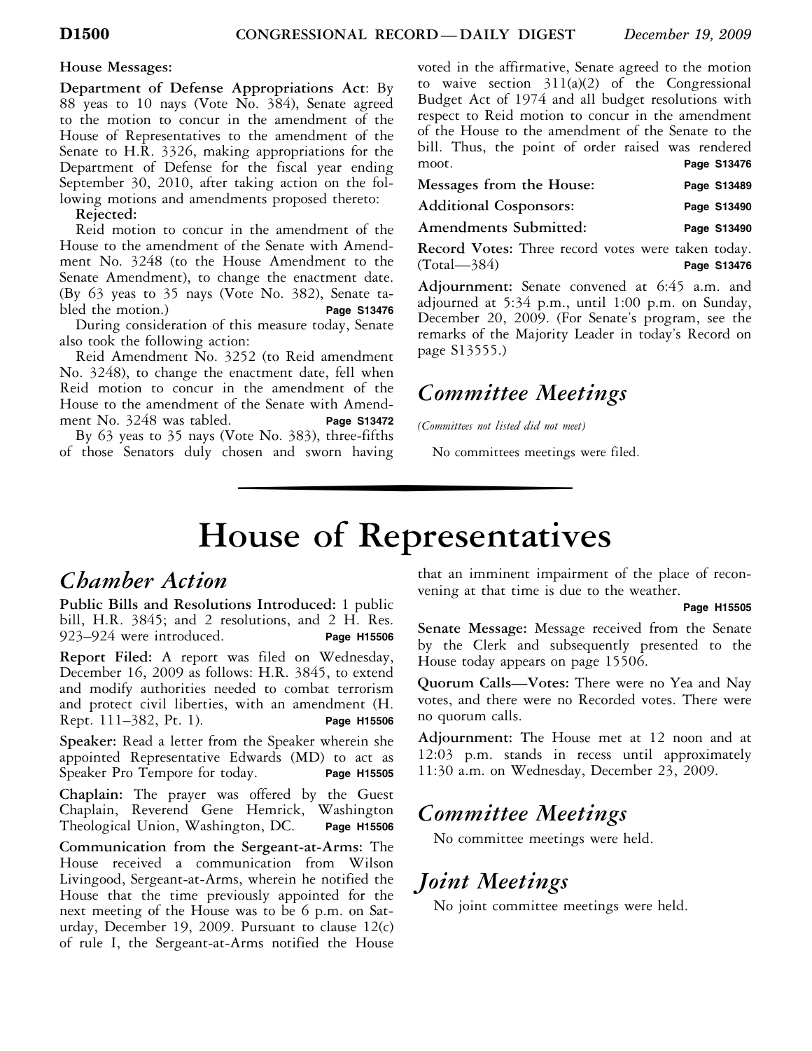**House Messages:**

**Department of Defense Appropriations Act**: By 88 yeas to 10 nays (Vote No. 384), Senate agreed to the motion to concur in the amendment of the House of Representatives to the amendment of the Senate to H.R. 3326, making appropriations for the Department of Defense for the fiscal year ending September 30, 2010, after taking action on the following motions and amendments proposed thereto:

**Rejected:**

Reid motion to concur in the amendment of the House to the amendment of the Senate with Amendment No. 3248 (to the House Amendment to the Senate Amendment), to change the enactment date. (By 63 yeas to 35 nays (Vote No. 382), Senate tabled the motion.) **Page S13476**

During consideration of this measure today, Senate also took the following action:

Reid Amendment No. 3252 (to Reid amendment No. 3248), to change the enactment date, fell when Reid motion to concur in the amendment of the House to the amendment of the Senate with Amendment No. 3248 was tabled. **Page S13472**

By 63 yeas to 35 nays (Vote No. 383), three-fifths of those Senators duly chosen and sworn having voted in the affirmative, Senate agreed to the motion to waive section 311(a)(2) of the Congressional Budget Act of 1974 and all budget resolutions with respect to Reid motion to concur in the amendment of the House to the amendment of the Senate to the bill. Thus, the point of order raised was rendered moot. **Page S13476**

**Messages from the House:** **Page S13489**

**Additional Cosponsors:** **Page S13490**

**Amendments Submitted:** **Page S13490**

**Record Votes:** Three record votes were taken today. (Total—384) **Page S13476**

**Adjournment:** Senate convened at 6:45 a.m. and adjourned at 5:34 p.m., until 1:00 p.m. on Sunday, December 20, 2009. (For Senate's program, see the remarks of the Majority Leader in today's Record on page S13555.)

## *Committee Meetings*

*(Committees not listed did not meet)*

No committees meetings were filed.

# House of Representatives

## *Chamber Action*

**Public Bills and Resolutions Introduced:** 1 public bill, H.R. 3845; and 2 resolutions, and 2 H. Res. 923–924 were introduced. **Page H15506**

**Report Filed:** A report was filed on Wednesday, December 16, 2009 as follows: H.R. 3845, to extend and modify authorities needed to combat terrorism and protect civil liberties, with an amendment (H. Rept. 111–382, Pt. 1). **Page H15506**

**Speaker:** Read a letter from the Speaker wherein she appointed Representative Edwards (MD) to act as Speaker Pro Tempore for today. **Page H15505**

**Chaplain:** The prayer was offered by the Guest Chaplain, Reverend Gene Hemrick, Washington Theological Union, Washington, DC. **Page H15506**

**Communication from the Sergeant-at-Arms:** The House received a communication from Wilson Livingood, Sergeant-at-Arms, wherein he notified the House that the time previously appointed for the next meeting of the House was to be 6 p.m. on Saturday, December 19, 2009. Pursuant to clause 12(c) of rule I, the Sergeant-at-Arms notified the House that an imminent impairment of the place of reconvening at that time is due to the weather. **Page H15505**

**Senate Message:** Message received from the Senate by the Clerk and subsequently presented to the House today appears on page 15506.

**Quorum Calls—Votes:** There were no Yea and Nay votes, and there were no Recorded votes. There were no quorum calls.

**Adjournment:** The House met at 12 noon and at 12:03 p.m. stands in recess until approximately 11:30 a.m. on Wednesday, December 23, 2009.

## *Committee Meetings*

No committee meetings were held.

## *Joint Meetings*

No joint committee meetings were held.